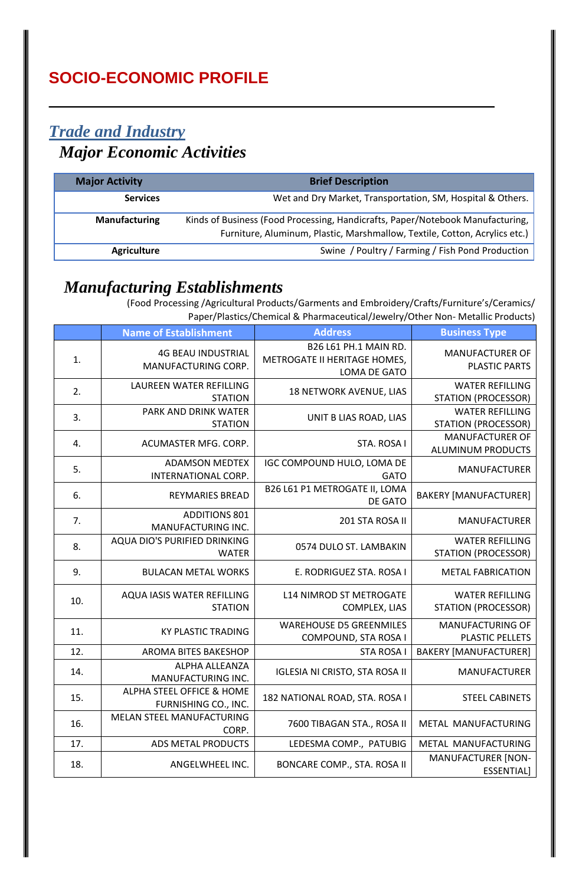# SOCIO-ECONOMIC PROFILE

## *Trade and Industry*

### *Major Economic Activities*

| Major Activity | Brief Description |
|---|---|
| **Services** | Wet and Dry Market, Transportation, SM, Hospital & Others. |
| **Manufacturing** | Kinds of Business (Food Processing, Handicrafts, Paper/Notebook Manufacturing, Furniture, Aluminum, Plastic, Marshmallow, Textile, Cotton, Acrylics etc.) |
| **Agriculture** | Swine / Poultry / Farming / Fish Pond Production |

### *Manufacturing Establishments*

(Food Processing /Agricultural Products/Garments and Embroidery/Crafts/Furniture's/Ceramics/ Paper/Plastics/Chemical & Pharmaceutical/Jewelry/Other Non- Metallic Products)

| | Name of Establishment | Address | Business Type |
|---|---|---|---|
| 1. | 4G BEAU INDUSTRIAL MANUFACTURING CORP. | B26 L61 PH.1 MAIN RD. METROGATE II HERITAGE HOMES, LOMA DE GATO | MANUFACTURER OF PLASTIC PARTS |
| 2. | LAUREEN WATER REFILLING STATION | 18 NETWORK AVENUE, LIAS | WATER REFILLING STATION (PROCESSOR) |
| 3. | PARK AND DRINK WATER STATION | UNIT B LIAS ROAD, LIAS | WATER REFILLING STATION (PROCESSOR) |
| 4. | ACUMASTER MFG. CORP. | STA. ROSA I | MANUFACTURER OF ALUMINUM PRODUCTS |
| 5. | ADAMSON MEDTEX INTERNATIONAL CORP. | IGC COMPOUND HULO, LOMA DE GATO | MANUFACTURER |
| 6. | REYMARIES BREAD | B26 L61 P1 METROGATE II, LOMA DE GATO | BAKERY [MANUFACTURER] |
| 7. | ADDITIONS 801 MANUFACTURING INC. | 201 STA ROSA II | MANUFACTURER |
| 8. | AQUA DIO'S PURIFIED DRINKING WATER | 0574 DULO ST. LAMBAKIN | WATER REFILLING STATION (PROCESSOR) |
| 9. | BULACAN METAL WORKS | E. RODRIGUEZ STA. ROSA I | METAL FABRICATION |
| 10. | AQUA IASIS WATER REFILLING STATION | L14 NIMROD ST METROGATE COMPLEX, LIAS | WATER REFILLING STATION (PROCESSOR) |
| 11. | KY PLASTIC TRADING | WAREHOUSE D5 GREENMILES COMPOUND, STA ROSA I | MANUFACTURING OF PLASTIC PELLETS |
| 12. | AROMA BITES BAKESHOP | STA ROSA I | BAKERY [MANUFACTURER] |
| 14. | ALPHA ALLEANZA MANUFACTURING INC. | IGLESIA NI CRISTO, STA ROSA II | MANUFACTURER |
| 15. | ALPHA STEEL OFFICE & HOME FURNISHING CO., INC. | 182 NATIONAL ROAD, STA. ROSA I | STEEL CABINETS |
| 16. | MELAN STEEL MANUFACTURING CORP. | 7600 TIBAGAN STA., ROSA II | METAL MANUFACTURING |
| 17. | ADS METAL PRODUCTS | LEDESMA COMP., PATUBIG | METAL MANUFACTURING |
| 18. | ANGELWHEEL INC. | BONCARE COMP., STA. ROSA II | MANUFACTURER [NON-ESSENTIAL] |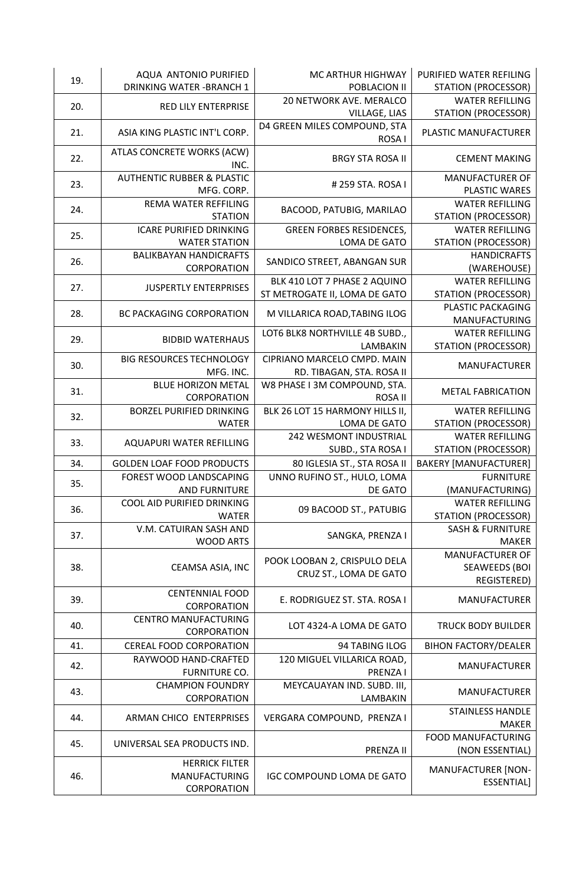| | | | |
|---|---|---|---|
| 19. | AQUA ANTONIO PURIFIED DRINKING WATER -BRANCH 1 | MC ARTHUR HIGHWAY POBLACION II | PURIFIED WATER REFILING STATION (PROCESSOR) |
| 20. | RED LILY ENTERPRISE | 20 NETWORK AVE. MERALCO VILLAGE, LIAS | WATER REFILLING STATION (PROCESSOR) |
| 21. | ASIA KING PLASTIC INT'L CORP. | D4 GREEN MILES COMPOUND, STA ROSA I | PLASTIC MANUFACTURER |
| 22. | ATLAS CONCRETE WORKS (ACW) INC. | BRGY STA ROSA II | CEMENT MAKING |
| 23. | AUTHENTIC RUBBER & PLASTIC MFG. CORP. | # 259 STA. ROSA I | MANUFACTURER OF PLASTIC WARES |
| 24. | REMA WATER REFFILING STATION | BACOOD, PATUBIG, MARILAO | WATER REFILLING STATION (PROCESSOR) |
| 25. | ICARE PURIFIED DRINKING WATER STATION | GREEN FORBES RESIDENCES, LOMA DE GATO | WATER REFILLING STATION (PROCESSOR) |
| 26. | BALIKBAYAN HANDICRAFTS CORPORATION | SANDICO STREET, ABANGAN SUR | HANDICRAFTS (WAREHOUSE) |
| 27. | JUSPERTLY ENTERPRISES | BLK 410 LOT 7 PHASE 2 AQUINO ST METROGATE II, LOMA DE GATO | WATER REFILLING STATION (PROCESSOR) |
| 28. | BC PACKAGING CORPORATION | M VILLARICA ROAD,TABING ILOG | PLASTIC PACKAGING MANUFACTURING |
| 29. | BIDBID WATERHAUS | LOT6 BLK8 NORTHVILLE 4B SUBD., LAMBAKIN | WATER REFILLING STATION (PROCESSOR) |
| 30. | BIG RESOURCES TECHNOLOGY MFG. INC. | CIPRIANO MARCELO CMPD. MAIN RD. TIBAGAN, STA. ROSA II | MANUFACTURER |
| 31. | BLUE HORIZON METAL CORPORATION | W8 PHASE I 3M COMPOUND, STA. ROSA II | METAL FABRICATION |
| 32. | BORZEL PURIFIED DRINKING WATER | BLK 26 LOT 15 HARMONY HILLS II, LOMA DE GATO | WATER REFILLING STATION (PROCESSOR) |
| 33. | AQUAPURI WATER REFILLING | 242 WESMONT INDUSTRIAL SUBD., STA ROSA I | WATER REFILLING STATION (PROCESSOR) |
| 34. | GOLDEN LOAF FOOD PRODUCTS | 80 IGLESIA ST., STA ROSA II | BAKERY [MANUFACTURER] |
| 35. | FOREST WOOD LANDSCAPING AND FURNITURE | UNNO RUFINO ST., HULO, LOMA DE GATO | FURNITURE (MANUFACTURING) |
| 36. | COOL AID PURIFIED DRINKING WATER | 09 BACOOD ST., PATUBIG | WATER REFILLING STATION (PROCESSOR) |
| 37. | V.M. CATUIRAN SASH AND WOOD ARTS | SANGKA, PRENZA I | SASH & FURNITURE MAKER |
| 38. | CEAMSA ASIA, INC | POOK LOOBAN 2, CRISPULO DELA CRUZ ST., LOMA DE GATO | MANUFACTURER OF SEAWEEDS (BOI REGISTERED) |
| 39. | CENTENNIAL FOOD CORPORATION | E. RODRIGUEZ ST. STA. ROSA I | MANUFACTURER |
| 40. | CENTRO MANUFACTURING CORPORATION | LOT 4324-A LOMA DE GATO | TRUCK BODY BUILDER |
| 41. | CEREAL FOOD CORPORATION | 94 TABING ILOG | BIHON FACTORY/DEALER |
| 42. | RAYWOOD HAND-CRAFTED FURNITURE CO. | 120 MIGUEL VILLARICA ROAD, PRENZA I | MANUFACTURER |
| 43. | CHAMPION FOUNDRY CORPORATION | MEYCAUAYAN IND. SUBD. III, LAMBAKIN | MANUFACTURER |
| 44. | ARMAN CHICO ENTERPRISES | VERGARA COMPOUND, PRENZA I | STAINLESS HANDLE MAKER |
| 45. | UNIVERSAL SEA PRODUCTS IND. | PRENZA II | FOOD MANUFACTURING (NON ESSENTIAL) |
| 46. | HERRICK FILTER MANUFACTURING CORPORATION | IGC COMPOUND LOMA DE GATO | MANUFACTURER [NON-ESSENTIAL] |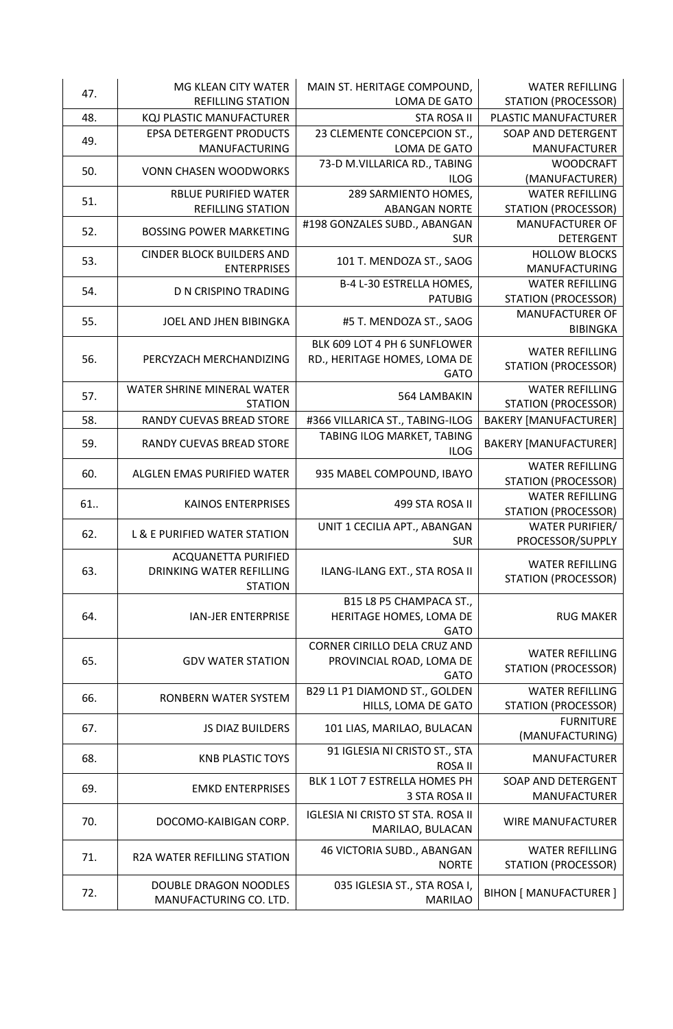| | | | |
|---|---|---|---|
| 47. | MG KLEAN CITY WATER REFILLING STATION | MAIN ST. HERITAGE COMPOUND, LOMA DE GATO | WATER REFILLING STATION (PROCESSOR) |
| 48. | KQJ PLASTIC MANUFACTURER | STA ROSA II | PLASTIC MANUFACTURER |
| 49. | EPSA DETERGENT PRODUCTS MANUFACTURING | 23 CLEMENTE CONCEPCION ST., LOMA DE GATO | SOAP AND DETERGENT MANUFACTURER |
| 50. | VONN CHASEN WOODWORKS | 73-D M.VILLARICA RD., TABING ILOG | WOODCRAFT (MANUFACTURER) |
| 51. | RBLUE PURIFIED WATER REFILLING STATION | 289 SARMIENTO HOMES, ABANGAN NORTE | WATER REFILLING STATION (PROCESSOR) |
| 52. | BOSSING POWER MARKETING | #198 GONZALES SUBD., ABANGAN SUR | MANUFACTURER OF DETERGENT |
| 53. | CINDER BLOCK BUILDERS AND ENTERPRISES | 101 T. MENDOZA ST., SAOG | HOLLOW BLOCKS MANUFACTURING |
| 54. | D N CRISPINO TRADING | B-4 L-30 ESTRELLA HOMES, PATUBIG | WATER REFILLING STATION (PROCESSOR) |
| 55. | JOEL AND JHEN BIBINGKA | #5 T. MENDOZA ST., SAOG | MANUFACTURER OF BIBINGKA |
| 56. | PERCYZACH MERCHANDIZING | BLK 609 LOT 4 PH 6 SUNFLOWER RD., HERITAGE HOMES, LOMA DE GATO | WATER REFILLING STATION (PROCESSOR) |
| 57. | WATER SHRINE MINERAL WATER STATION | 564 LAMBAKIN | WATER REFILLING STATION (PROCESSOR) |
| 58. | RANDY CUEVAS BREAD STORE | #366 VILLARICA ST., TABING-ILOG | BAKERY [MANUFACTURER] |
| 59. | RANDY CUEVAS BREAD STORE | TABING ILOG MARKET, TABING ILOG | BAKERY [MANUFACTURER] |
| 60. | ALGLEN EMAS PURIFIED WATER | 935 MABEL COMPOUND, IBAYO | WATER REFILLING STATION (PROCESSOR) |
| 61.. | KAINOS ENTERPRISES | 499 STA ROSA II | WATER REFILLING STATION (PROCESSOR) |
| 62. | L & E PURIFIED WATER STATION | UNIT 1 CECILIA APT., ABANGAN SUR | WATER PURIFIER/ PROCESSOR/SUPPLY |
| 63. | ACQUANETTA PURIFIED DRINKING WATER REFILLING STATION | ILANG-ILANG EXT., STA ROSA II | WATER REFILLING STATION (PROCESSOR) |
| 64. | IAN-JER ENTERPRISE | B15 L8 P5 CHAMPACA ST., HERITAGE HOMES, LOMA DE GATO | RUG MAKER |
| 65. | GDV WATER STATION | CORNER CIRILLO DELA CRUZ AND PROVINCIAL ROAD, LOMA DE GATO | WATER REFILLING STATION (PROCESSOR) |
| 66. | RONBERN WATER SYSTEM | B29 L1 P1 DIAMOND ST., GOLDEN HILLS, LOMA DE GATO | WATER REFILLING STATION (PROCESSOR) |
| 67. | JS DIAZ BUILDERS | 101 LIAS, MARILAO, BULACAN | FURNITURE (MANUFACTURING) |
| 68. | KNB PLASTIC TOYS | 91 IGLESIA NI CRISTO ST., STA ROSA II | MANUFACTURER |
| 69. | EMKD ENTERPRISES | BLK 1 LOT 7 ESTRELLA HOMES PH 3 STA ROSA II | SOAP AND DETERGENT MANUFACTURER |
| 70. | DOCOMO-KAIBIGAN CORP. | IGLESIA NI CRISTO ST STA. ROSA II MARILAO, BULACAN | WIRE MANUFACTURER |
| 71. | R2A WATER REFILLING STATION | 46 VICTORIA SUBD., ABANGAN NORTE | WATER REFILLING STATION (PROCESSOR) |
| 72. | DOUBLE DRAGON NOODLES MANUFACTURING CO. LTD. | 035 IGLESIA ST., STA ROSA I, MARILAO | BIHON [ MANUFACTURER ] |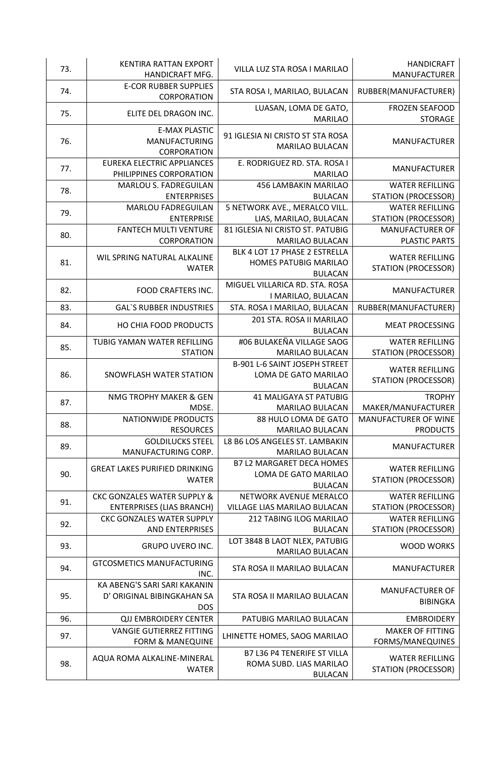| | | | |
|---|---|---|---|
| 73. | KENTIRA RATTAN EXPORT HANDICRAFT MFG. | VILLA LUZ STA ROSA I MARILAO | HANDICRAFT MANUFACTURER |
| 74. | E-COR RUBBER SUPPLIES CORPORATION | STA ROSA I, MARILAO, BULACAN | RUBBER(MANUFACTURER) |
| 75. | ELITE DEL DRAGON INC. | LUASAN, LOMA DE GATO, MARILAO | FROZEN SEAFOOD STORAGE |
| 76. | E-MAX PLASTIC MANUFACTURING CORPORATION | 91 IGLESIA NI CRISTO ST STA ROSA MARILAO BULACAN | MANUFACTURER |
| 77. | EUREKA ELECTRIC APPLIANCES PHILIPPINES CORPORATION | E. RODRIGUEZ RD. STA. ROSA I MARILAO | MANUFACTURER |
| 78. | MARLOU S. FADREGUILAN ENTERPRISES | 456 LAMBAKIN MARILAO BULACAN | WATER REFILLING STATION (PROCESSOR) |
| 79. | MARLOU FADREGUILAN ENTERPRISE | 5 NETWORK AVE., MERALCO VILL. LIAS, MARILAO, BULACAN | WATER REFILLING STATION (PROCESSOR) |
| 80. | FANTECH MULTI VENTURE CORPORATION | 81 IGLESIA NI CRISTO ST. PATUBIG MARILAO BULACAN | MANUFACTURER OF PLASTIC PARTS |
| 81. | WIL SPRING NATURAL ALKALINE WATER | BLK 4 LOT 17 PHASE 2 ESTRELLA HOMES PATUBIG MARILAO BULACAN | WATER REFILLING STATION (PROCESSOR) |
| 82. | FOOD CRAFTERS INC. | MIGUEL VILLARICA RD. STA. ROSA I MARILAO, BULACAN | MANUFACTURER |
| 83. | GAL`S RUBBER INDUSTRIES | STA. ROSA I MARILAO, BULACAN | RUBBER(MANUFACTURER) |
| 84. | HO CHIA FOOD PRODUCTS | 201 STA. ROSA II MARILAO BULACAN | MEAT PROCESSING |
| 85. | TUBIG YAMAN WATER REFILLING STATION | #06 BULAKEÑA VILLAGE SAOG MARILAO BULACAN | WATER REFILLING STATION (PROCESSOR) |
| 86. | SNOWFLASH WATER STATION | B-901 L-6 SAINT JOSEPH STREET LOMA DE GATO MARILAO BULACAN | WATER REFILLING STATION (PROCESSOR) |
| 87. | NMG TROPHY MAKER & GEN MDSE. | 41 MALIGAYA ST PATUBIG MARILAO BULACAN | TROPHY MAKER/MANUFACTURER |
| 88. | NATIONWIDE PRODUCTS RESOURCES | 88 HULO LOMA DE GATO MARILAO BULACAN | MANUFACTURER OF WINE PRODUCTS |
| 89. | GOLDILUCKS STEEL MANUFACTURING CORP. | L8 B6 LOS ANGELES ST. LAMBAKIN MARILAO BULACAN | MANUFACTURER |
| 90. | GREAT LAKES PURIFIED DRINKING WATER | B7 L2 MARGARET DECA HOMES LOMA DE GATO MARILAO BULACAN | WATER REFILLING STATION (PROCESSOR) |
| 91. | CKC GONZALES WATER SUPPLY & ENTERPRISES (LIAS BRANCH) | NETWORK AVENUE MERALCO VILLAGE LIAS MARILAO BULACAN | WATER REFILLING STATION (PROCESSOR) |
| 92. | CKC GONZALES WATER SUPPLY AND ENTERPRISES | 212 TABING ILOG MARILAO BULACAN | WATER REFILLING STATION (PROCESSOR) |
| 93. | GRUPO UVERO INC. | LOT 3848 B LAOT NLEX, PATUBIG MARILAO BULACAN | WOOD WORKS |
| 94. | GTCOSMETICS MANUFACTURING INC. | STA ROSA II MARILAO BULACAN | MANUFACTURER |
| 95. | KA ABENG'S SARI SARI KAKANIN D' ORIGINAL BIBINGKAHAN SA DOS | STA ROSA II MARILAO BULACAN | MANUFACTURER OF BIBINGKA |
| 96. | QJJ EMBROIDERY CENTER | PATUBIG MARILAO BULACAN | EMBROIDERY |
| 97. | VANGIE GUTIERREZ FITTING FORM & MANEQUINE | LHINETTE HOMES, SAOG MARILAO | MAKER OF FITTING FORMS/MANEQUINES |
| 98. | AQUA ROMA ALKALINE-MINERAL WATER | B7 L36 P4 TENERIFE ST VILLA ROMA SUBD. LIAS MARILAO BULACAN | WATER REFILLING STATION (PROCESSOR) |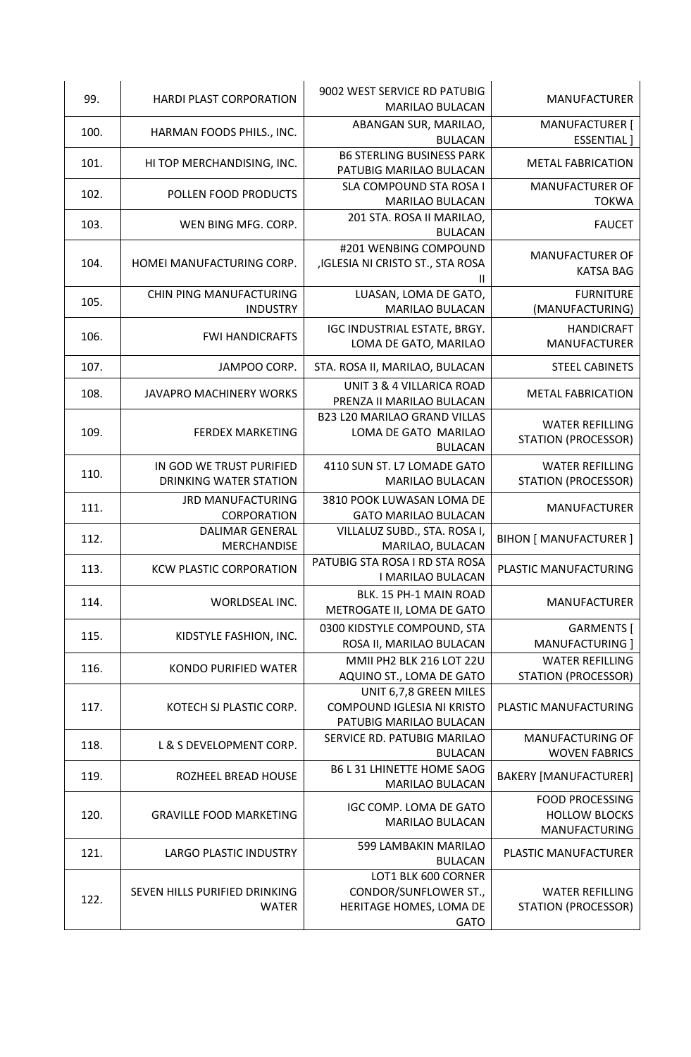| 99. | HARDI PLAST CORPORATION | 9002 WEST SERVICE RD PATUBIG MARILAO BULACAN | MANUFACTURER |
|---|---|---|---|
| 100. | HARMAN FOODS PHILS., INC. | ABANGAN SUR, MARILAO, BULACAN | MANUFACTURER [ ESSENTIAL ] |
| 101. | HI TOP MERCHANDISING, INC. | B6 STERLING BUSINESS PARK PATUBIG MARILAO BULACAN | METAL FABRICATION |
| 102. | POLLEN FOOD PRODUCTS | SLA COMPOUND STA ROSA I MARILAO BULACAN | MANUFACTURER OF TOKWA |
| 103. | WEN BING MFG. CORP. | 201 STA. ROSA II MARILAO, BULACAN | FAUCET |
| 104. | HOMEI MANUFACTURING CORP. | #201 WENBING COMPOUND ,IGLESIA NI CRISTO ST., STA ROSA II | MANUFACTURER OF KATSA BAG |
| 105. | CHIN PING MANUFACTURING INDUSTRY | LUASAN, LOMA DE GATO, MARILAO BULACAN | FURNITURE (MANUFACTURING) |
| 106. | FWI HANDICRAFTS | IGC INDUSTRIAL ESTATE, BRGY. LOMA DE GATO, MARILAO | HANDICRAFT MANUFACTURER |
| 107. | JAMPOO CORP. | STA. ROSA II, MARILAO, BULACAN | STEEL CABINETS |
| 108. | JAVAPRO MACHINERY WORKS | UNIT 3 & 4 VILLARICA ROAD PRENZA II MARILAO BULACAN | METAL FABRICATION |
| 109. | FERDEX MARKETING | B23 L20 MARILAO GRAND VILLAS LOMA DE GATO MARILAO BULACAN | WATER REFILLING STATION (PROCESSOR) |
| 110. | IN GOD WE TRUST PURIFIED DRINKING WATER STATION | 4110 SUN ST. L7 LOMADE GATO MARILAO BULACAN | WATER REFILLING STATION (PROCESSOR) |
| 111. | JRD MANUFACTURING CORPORATION | 3810 POOK LUWASAN LOMA DE GATO MARILAO BULACAN | MANUFACTURER |
| 112. | DALIMAR GENERAL MERCHANDISE | VILLALUZ SUBD., STA. ROSA I, MARILAO, BULACAN | BIHON [ MANUFACTURER ] |
| 113. | KCW PLASTIC CORPORATION | PATUBIG STA ROSA I RD STA ROSA I MARILAO BULACAN | PLASTIC MANUFACTURING |
| 114. | WORLDSEAL INC. | BLK. 15 PH-1 MAIN ROAD METROGATE II, LOMA DE GATO | MANUFACTURER |
| 115. | KIDSTYLE FASHION, INC. | 0300 KIDSTYLE COMPOUND, STA ROSA II, MARILAO BULACAN | GARMENTS [ MANUFACTURING ] |
| 116. | KONDO PURIFIED WATER | MMII PH2 BLK 216 LOT 22U AQUINO ST., LOMA DE GATO | WATER REFILLING STATION (PROCESSOR) |
| 117. | KOTECH SJ PLASTIC CORP. | UNIT 6,7,8 GREEN MILES COMPOUND IGLESIA NI KRISTO PATUBIG MARILAO BULACAN | PLASTIC MANUFACTURING |
| 118. | L & S DEVELOPMENT CORP. | SERVICE RD. PATUBIG MARILAO BULACAN | MANUFACTURING OF WOVEN FABRICS |
| 119. | ROZHEEL BREAD HOUSE | B6 L 31 LHINETTE HOME SAOG MARILAO BULACAN | BAKERY [MANUFACTURER] |
| 120. | GRAVILLE FOOD MARKETING | IGC COMP. LOMA DE GATO MARILAO BULACAN | FOOD PROCESSING HOLLOW BLOCKS MANUFACTURING |
| 121. | LARGO PLASTIC INDUSTRY | 599 LAMBAKIN MARILAO BULACAN | PLASTIC MANUFACTURER |
| 122. | SEVEN HILLS PURIFIED DRINKING WATER | LOT1 BLK 600 CORNER CONDOR/SUNFLOWER ST., HERITAGE HOMES, LOMA DE GATO | WATER REFILLING STATION (PROCESSOR) |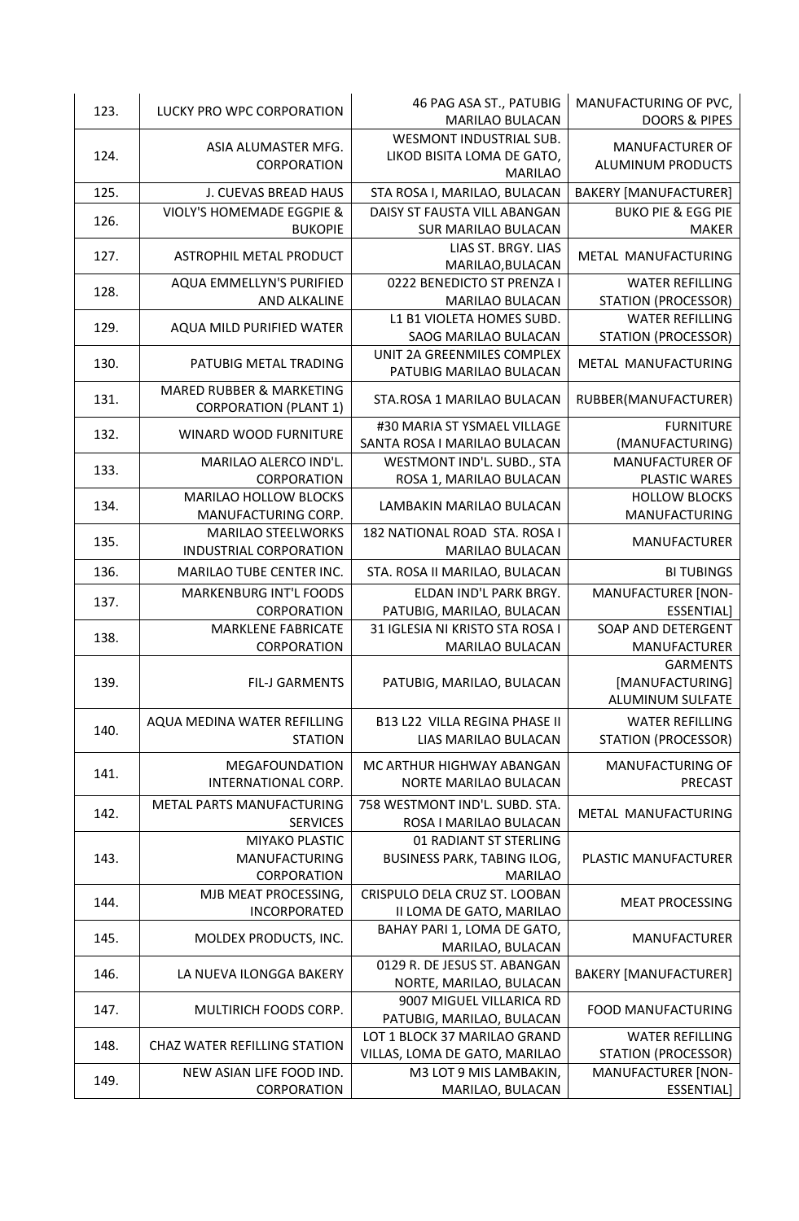| 123. | LUCKY PRO WPC CORPORATION | 46 PAG ASA ST., PATUBIG MARILAO BULACAN | MANUFACTURING OF PVC, DOORS & PIPES |
|---|---|---|---|
| 124. | ASIA ALUMASTER MFG. CORPORATION | WESMONT INDUSTRIAL SUB. LIKOD BISITA LOMA DE GATO, MARILAO | MANUFACTURER OF ALUMINUM PRODUCTS |
| 125. | J. CUEVAS BREAD HAUS | STA ROSA I, MARILAO, BULACAN | BAKERY [MANUFACTURER] |
| 126. | VIOLY'S HOMEMADE EGGPIE & BUKOPIE | DAISY ST FAUSTA VILL ABANGAN SUR MARILAO BULACAN | BUKO PIE & EGG PIE MAKER |
| 127. | ASTROPHIL METAL PRODUCT | LIAS ST. BRGY. LIAS MARILAO,BULACAN | METAL MANUFACTURING |
| 128. | AQUA EMMELLYN'S PURIFIED AND ALKALINE | 0222 BENEDICTO ST PRENZA I MARILAO BULACAN | WATER REFILLING STATION (PROCESSOR) |
| 129. | AQUA MILD PURIFIED WATER | L1 B1 VIOLETA HOMES SUBD. SAOG MARILAO BULACAN | WATER REFILLING STATION (PROCESSOR) |
| 130. | PATUBIG METAL TRADING | UNIT 2A GREENMILES COMPLEX PATUBIG MARILAO BULACAN | METAL MANUFACTURING |
| 131. | MARED RUBBER & MARKETING CORPORATION (PLANT 1) | STA.ROSA 1 MARILAO BULACAN | RUBBER(MANUFACTURER) |
| 132. | WINARD WOOD FURNITURE | #30 MARIA ST YSMAEL VILLAGE SANTA ROSA I MARILAO BULACAN | FURNITURE (MANUFACTURING) |
| 133. | MARILAO ALERCO IND'L. CORPORATION | WESTMONT IND'L. SUBD., STA ROSA 1, MARILAO BULACAN | MANUFACTURER OF PLASTIC WARES |
| 134. | MARILAO HOLLOW BLOCKS MANUFACTURING CORP. | LAMBAKIN MARILAO BULACAN | HOLLOW BLOCKS MANUFACTURING |
| 135. | MARILAO STEELWORKS INDUSTRIAL CORPORATION | 182 NATIONAL ROAD STA. ROSA I MARILAO BULACAN | MANUFACTURER |
| 136. | MARILAO TUBE CENTER INC. | STA. ROSA II MARILAO, BULACAN | BI TUBINGS |
| 137. | MARKENBURG INT'L FOODS CORPORATION | ELDAN IND'L PARK BRGY. PATUBIG, MARILAO, BULACAN | MANUFACTURER [NON-ESSENTIAL] |
| 138. | MARKLENE FABRICATE CORPORATION | 31 IGLESIA NI KRISTO STA ROSA I MARILAO BULACAN | SOAP AND DETERGENT MANUFACTURER |
| 139. | FIL-J GARMENTS | PATUBIG, MARILAO, BULACAN | GARMENTS [MANUFACTURING] ALUMINUM SULFATE |
| 140. | AQUA MEDINA WATER REFILLING STATION | B13 L22 VILLA REGINA PHASE II LIAS MARILAO BULACAN | WATER REFILLING STATION (PROCESSOR) |
| 141. | MEGAFOUNDATION INTERNATIONAL CORP. | MC ARTHUR HIGHWAY ABANGAN NORTE MARILAO BULACAN | MANUFACTURING OF PRECAST |
| 142. | METAL PARTS MANUFACTURING SERVICES | 758 WESTMONT IND'L. SUBD. STA. ROSA I MARILAO BULACAN | METAL MANUFACTURING |
| 143. | MIYAKO PLASTIC MANUFACTURING CORPORATION | 01 RADIANT ST STERLING BUSINESS PARK, TABING ILOG, MARILAO | PLASTIC MANUFACTURER |
| 144. | MJB MEAT PROCESSING, INCORPORATED | CRISPULO DELA CRUZ ST. LOOBAN II LOMA DE GATO, MARILAO | MEAT PROCESSING |
| 145. | MOLDEX PRODUCTS, INC. | BAHAY PARI 1, LOMA DE GATO, MARILAO, BULACAN | MANUFACTURER |
| 146. | LA NUEVA ILONGGA BAKERY | 0129 R. DE JESUS ST. ABANGAN NORTE, MARILAO, BULACAN | BAKERY [MANUFACTURER] |
| 147. | MULTIRICH FOODS CORP. | 9007 MIGUEL VILLARICA RD PATUBIG, MARILAO, BULACAN | FOOD MANUFACTURING |
| 148. | CHAZ WATER REFILLING STATION | LOT 1 BLOCK 37 MARILAO GRAND VILLAS, LOMA DE GATO, MARILAO | WATER REFILLING STATION (PROCESSOR) |
| 149. | NEW ASIAN LIFE FOOD IND. CORPORATION | M3 LOT 9 MIS LAMBAKIN, MARILAO, BULACAN | MANUFACTURER [NON-ESSENTIAL] |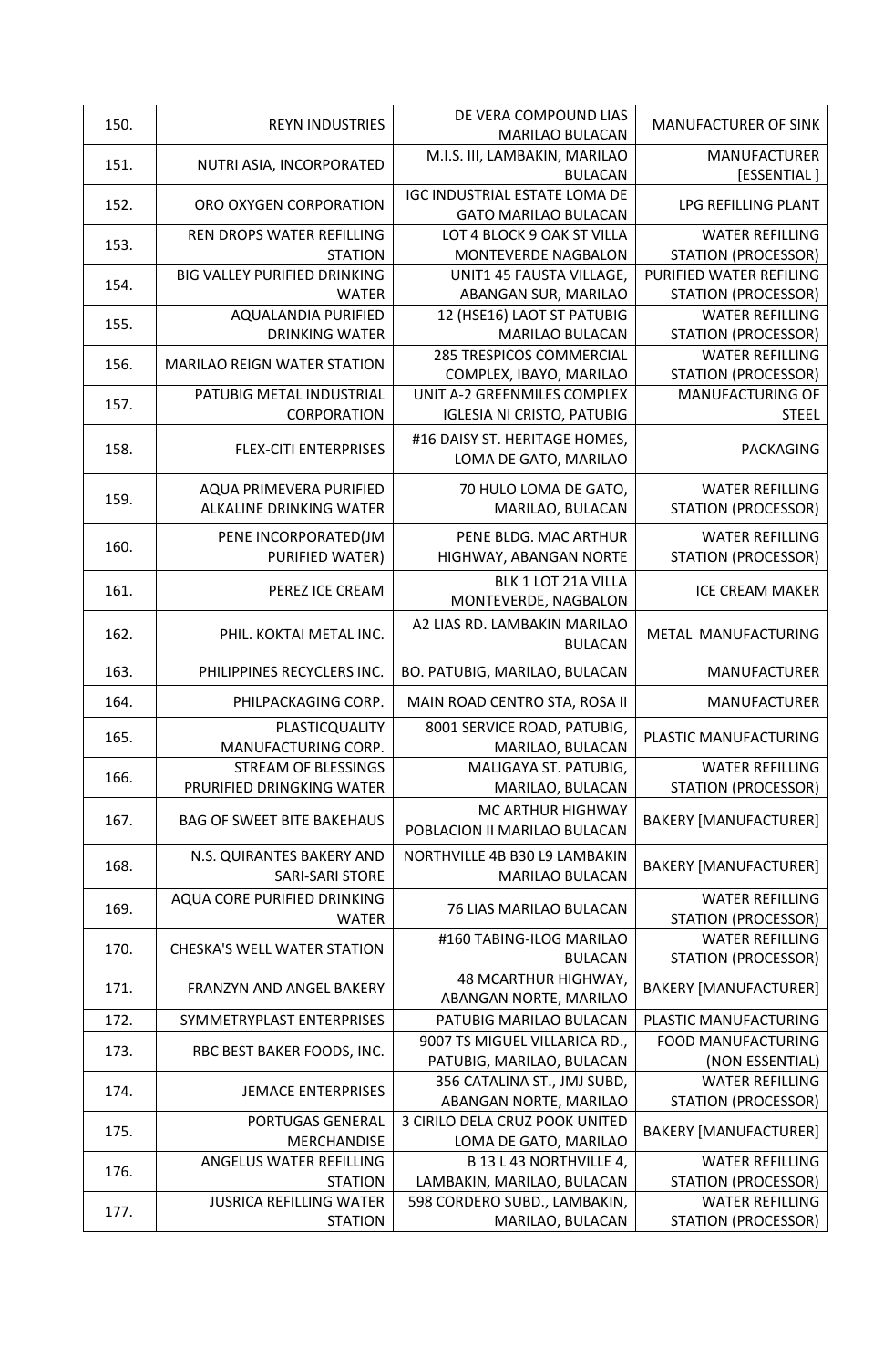| 150. | REYN INDUSTRIES | DE VERA COMPOUND LIAS MARILAO BULACAN | MANUFACTURER OF SINK |
|---|---|---|---|
| 151. | NUTRI ASIA, INCORPORATED | M.I.S. III, LAMBAKIN, MARILAO BULACAN | MANUFACTURER [ESSENTIAL ] |
| 152. | ORO OXYGEN CORPORATION | IGC INDUSTRIAL ESTATE LOMA DE GATO MARILAO BULACAN | LPG REFILLING PLANT |
| 153. | REN DROPS WATER REFILLING STATION | LOT 4 BLOCK 9 OAK ST VILLA MONTEVERDE NAGBALON | WATER REFILLING STATION (PROCESSOR) |
| 154. | BIG VALLEY PURIFIED DRINKING WATER | UNIT1 45 FAUSTA VILLAGE, ABANGAN SUR, MARILAO | PURIFIED WATER REFILING STATION (PROCESSOR) |
| 155. | AQUALANDIA PURIFIED DRINKING WATER | 12 (HSE16) LAOT ST PATUBIG MARILAO BULACAN | WATER REFILLING STATION (PROCESSOR) |
| 156. | MARILAO REIGN WATER STATION | 285 TRESPICOS COMMERCIAL COMPLEX, IBAYO, MARILAO | WATER REFILLING STATION (PROCESSOR) |
| 157. | PATUBIG METAL INDUSTRIAL CORPORATION | UNIT A-2 GREENMILES COMPLEX IGLESIA NI CRISTO, PATUBIG | MANUFACTURING OF STEEL |
| 158. | FLEX-CITI ENTERPRISES | #16 DAISY ST. HERITAGE HOMES, LOMA DE GATO, MARILAO | PACKAGING |
| 159. | AQUA PRIMEVERA PURIFIED ALKALINE DRINKING WATER | 70 HULO LOMA DE GATO, MARILAO, BULACAN | WATER REFILLING STATION (PROCESSOR) |
| 160. | PENE INCORPORATED(JM PURIFIED WATER) | PENE BLDG. MAC ARTHUR HIGHWAY, ABANGAN NORTE | WATER REFILLING STATION (PROCESSOR) |
| 161. | PEREZ ICE CREAM | BLK 1 LOT 21A VILLA MONTEVERDE, NAGBALON | ICE CREAM MAKER |
| 162. | PHIL. KOKTAI METAL INC. | A2 LIAS RD. LAMBAKIN MARILAO BULACAN | METAL MANUFACTURING |
| 163. | PHILIPPINES RECYCLERS INC. | BO. PATUBIG, MARILAO, BULACAN | MANUFACTURER |
| 164. | PHILPACKAGING CORP. | MAIN ROAD CENTRO STA, ROSA II | MANUFACTURER |
| 165. | PLASTICQUALITY MANUFACTURING CORP. | 8001 SERVICE ROAD, PATUBIG, MARILAO, BULACAN | PLASTIC MANUFACTURING |
| 166. | STREAM OF BLESSINGS PRURIFIED DRINGKING WATER | MALIGAYA ST. PATUBIG, MARILAO, BULACAN | WATER REFILLING STATION (PROCESSOR) |
| 167. | BAG OF SWEET BITE BAKEHAUS | MC ARTHUR HIGHWAY POBLACION II MARILAO BULACAN | BAKERY [MANUFACTURER] |
| 168. | N.S. QUIRANTES BAKERY AND SARI-SARI STORE | NORTHVILLE 4B B30 L9 LAMBAKIN MARILAO BULACAN | BAKERY [MANUFACTURER] |
| 169. | AQUA CORE PURIFIED DRINKING WATER | 76 LIAS MARILAO BULACAN | WATER REFILLING STATION (PROCESSOR) |
| 170. | CHESKA'S WELL WATER STATION | #160 TABING-ILOG MARILAO BULACAN | WATER REFILLING STATION (PROCESSOR) |
| 171. | FRANZYN AND ANGEL BAKERY | 48 MCARTHUR HIGHWAY, ABANGAN NORTE, MARILAO | BAKERY [MANUFACTURER] |
| 172. | SYMMETRYPLAST ENTERPRISES | PATUBIG MARILAO BULACAN | PLASTIC MANUFACTURING |
| 173. | RBC BEST BAKER FOODS, INC. | 9007 TS MIGUEL VILLARICA RD., PATUBIG, MARILAO, BULACAN | FOOD MANUFACTURING (NON ESSENTIAL) |
| 174. | JEMACE ENTERPRISES | 356 CATALINA ST., JMJ SUBD, ABANGAN NORTE, MARILAO | WATER REFILLING STATION (PROCESSOR) |
| 175. | PORTUGAS GENERAL MERCHANDISE | 3 CIRILO DELA CRUZ POOK UNITED LOMA DE GATO, MARILAO | BAKERY [MANUFACTURER] |
| 176. | ANGELUS WATER REFILLING STATION | B 13 L 43 NORTHVILLE 4, LAMBAKIN, MARILAO, BULACAN | WATER REFILLING STATION (PROCESSOR) |
| 177. | JUSRICA REFILLING WATER STATION | 598 CORDERO SUBD., LAMBAKIN, MARILAO, BULACAN | WATER REFILLING STATION (PROCESSOR) |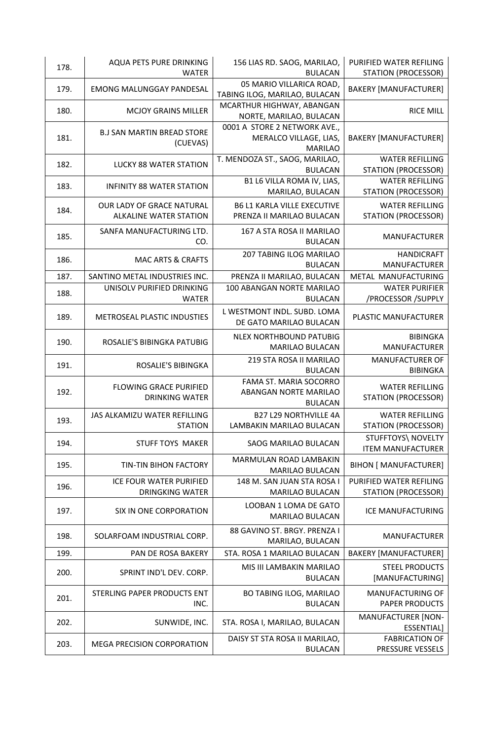| | | | |
|---|---|---|---|
| 178. | AQUA PETS PURE DRINKING WATER | 156 LIAS RD. SAOG, MARILAO, BULACAN | PURIFIED WATER REFILING STATION (PROCESSOR) |
| 179. | EMONG MALUNGGAY PANDESAL | 05 MARIO VILLARICA ROAD, TABING ILOG, MARILAO, BULACAN | BAKERY [MANUFACTURER] |
| 180. | MCJOY GRAINS MILLER | MCARTHUR HIGHWAY, ABANGAN NORTE, MARILAO, BULACAN | RICE MILL |
| 181. | B.J SAN MARTIN BREAD STORE (CUEVAS) | 0001 A STORE 2 NETWORK AVE., MERALCO VILLAGE, LIAS, MARILAO | BAKERY [MANUFACTURER] |
| 182. | LUCKY 88 WATER STATION | T. MENDOZA ST., SAOG, MARILAO, BULACAN | WATER REFILLING STATION (PROCESSOR) |
| 183. | INFINITY 88 WATER STATION | B1 L6 VILLA ROMA IV, LIAS, MARILAO, BULACAN | WATER REFILLING STATION (PROCESSOR) |
| 184. | OUR LADY OF GRACE NATURAL ALKALINE WATER STATION | B6 L1 KARLA VILLE EXECUTIVE PRENZA II MARILAO BULACAN | WATER REFILLING STATION (PROCESSOR) |
| 185. | SANFA MANUFACTURING LTD. CO. | 167 A STA ROSA II MARILAO BULACAN | MANUFACTURER |
| 186. | MAC ARTS & CRAFTS | 207 TABING ILOG MARILAO BULACAN | HANDICRAFT MANUFACTURER |
| 187. | SANTINO METAL INDUSTRIES INC. | PRENZA II MARILAO, BULACAN | METAL MANUFACTURING |
| 188. | UNISOLV PURIFIED DRINKING WATER | 100 ABANGAN NORTE MARILAO BULACAN | WATER PURIFIER /PROCESSOR /SUPPLY |
| 189. | METROSEAL PLASTIC INDUSTIES | L WESTMONT INDL. SUBD. LOMA DE GATO MARILAO BULACAN | PLASTIC MANUFACTURER |
| 190. | ROSALIE'S BIBINGKA PATUBIG | NLEX NORTHBOUND PATUBIG MARILAO BULACAN | BIBINGKA MANUFACTURER |
| 191. | ROSALIE'S BIBINGKA | 219 STA ROSA II MARILAO BULACAN | MANUFACTURER OF BIBINGKA |
| 192. | FLOWING GRACE PURIFIED DRINKING WATER | FAMA ST. MARIA SOCORRO ABANGAN NORTE MARILAO BULACAN | WATER REFILLING STATION (PROCESSOR) |
| 193. | JAS ALKAMIZU WATER REFILLING STATION | B27 L29 NORTHVILLE 4A LAMBAKIN MARILAO BULACAN | WATER REFILLING STATION (PROCESSOR) |
| 194. | STUFF TOYS MAKER | SAOG MARILAO BULACAN | STUFFTOYS\ NOVELTY ITEM MANUFACTURER |
| 195. | TIN-TIN BIHON FACTORY | MARMULAN ROAD LAMBAKIN MARILAO BULACAN | BIHON [ MANUFACTURER] |
| 196. | ICE FOUR WATER PURIFIED DRINGKING WATER | 148 M. SAN JUAN STA ROSA I MARILAO BULACAN | PURIFIED WATER REFILLING STATION (PROCESSOR) |
| 197. | SIX IN ONE CORPORATION | LOOBAN 1 LOMA DE GATO MARILAO BULACAN | ICE MANUFACTURING |
| 198. | SOLARFOAM INDUSTRIAL CORP. | 88 GAVINO ST. BRGY. PRENZA I MARILAO, BULACAN | MANUFACTURER |
| 199. | PAN DE ROSA BAKERY | STA. ROSA 1 MARILAO BULACAN | BAKERY [MANUFACTURER] |
| 200. | SPRINT IND'L DEV. CORP. | MIS III LAMBAKIN MARILAO BULACAN | STEEL PRODUCTS [MANUFACTURING] |
| 201. | STERLING PAPER PRODUCTS ENT INC. | BO TABING ILOG, MARILAO BULACAN | MANUFACTURING OF PAPER PRODUCTS |
| 202. | SUNWIDE, INC. | STA. ROSA I, MARILAO, BULACAN | MANUFACTURER [NON-ESSENTIAL] |
| 203. | MEGA PRECISION CORPORATION | DAISY ST STA ROSA II MARILAO, BULACAN | FABRICATION OF PRESSURE VESSELS |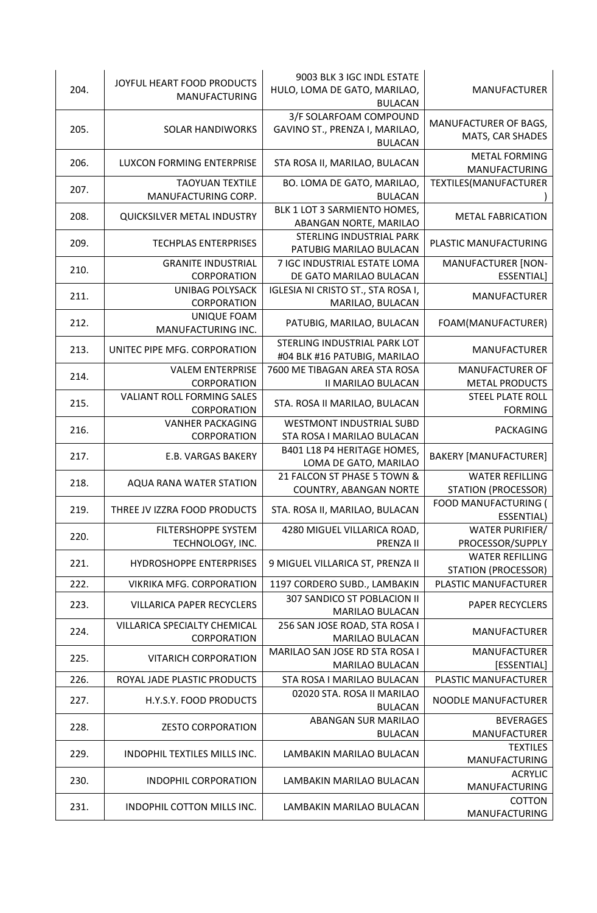| 204. | JOYFUL HEART FOOD PRODUCTS MANUFACTURING | 9003 BLK 3 IGC INDL ESTATE HULO, LOMA DE GATO, MARILAO, BULACAN | MANUFACTURER |
|---|---|---|---|
| 205. | SOLAR HANDIWORKS | 3/F SOLARFOAM COMPOUND GAVINO ST., PRENZA I, MARILAO, BULACAN | MANUFACTURER OF BAGS, MATS, CAR SHADES |
| 206. | LUXCON FORMING ENTERPRISE | STA ROSA II, MARILAO, BULACAN | METAL FORMING MANUFACTURING |
| 207. | TAOYUAN TEXTILE MANUFACTURING CORP. | BO. LOMA DE GATO, MARILAO, BULACAN | TEXTILES(MANUFACTURER) |
| 208. | QUICKSILVER METAL INDUSTRY | BLK 1 LOT 3 SARMIENTO HOMES, ABANGAN NORTE, MARILAO | METAL FABRICATION |
| 209. | TECHPLAS ENTERPRISES | STERLING INDUSTRIAL PARK PATUBIG MARILAO BULACAN | PLASTIC MANUFACTURING |
| 210. | GRANITE INDUSTRIAL CORPORATION | 7 IGC INDUSTRIAL ESTATE LOMA DE GATO MARILAO BULACAN | MANUFACTURER [NON-ESSENTIAL] |
| 211. | UNIBAG POLYSACK CORPORATION | IGLESIA NI CRISTO ST., STA ROSA I, MARILAO, BULACAN | MANUFACTURER |
| 212. | UNIQUE FOAM MANUFACTURING INC. | PATUBIG, MARILAO, BULACAN | FOAM(MANUFACTURER) |
| 213. | UNITEC PIPE MFG. CORPORATION | STERLING INDUSTRIAL PARK LOT #04 BLK #16 PATUBIG, MARILAO | MANUFACTURER |
| 214. | VALEM ENTERPRISE CORPORATION | 7600 ME TIBAGAN AREA STA ROSA II MARILAO BULACAN | MANUFACTURER OF METAL PRODUCTS |
| 215. | VALIANT ROLL FORMING SALES CORPORATION | STA. ROSA II MARILAO, BULACAN | STEEL PLATE ROLL FORMING |
| 216. | VANHER PACKAGING CORPORATION | WESTMONT INDUSTRIAL SUBD STA ROSA I MARILAO BULACAN | PACKAGING |
| 217. | E.B. VARGAS BAKERY | B401 L18 P4 HERITAGE HOMES, LOMA DE GATO, MARILAO | BAKERY [MANUFACTURER] |
| 218. | AQUA RANA WATER STATION | 21 FALCON ST PHASE 5 TOWN & COUNTRY, ABANGAN NORTE | WATER REFILLING STATION (PROCESSOR) |
| 219. | THREE JV IZZRA FOOD PRODUCTS | STA. ROSA II, MARILAO, BULACAN | FOOD MANUFACTURING ( ESSENTIAL) |
| 220. | FILTERSHOPPE SYSTEM TECHNOLOGY, INC. | 4280 MIGUEL VILLARICA ROAD, PRENZA II | WATER PURIFIER/ PROCESSOR/SUPPLY |
| 221. | HYDROSHOPPE ENTERPRISES | 9 MIGUEL VILLARICA ST, PRENZA II | WATER REFILLING STATION (PROCESSOR) |
| 222. | VIKRIKA MFG. CORPORATION | 1197 CORDERO SUBD., LAMBAKIN | PLASTIC MANUFACTURER |
| 223. | VILLARICA PAPER RECYCLERS | 307 SANDICO ST POBLACION II MARILAO BULACAN | PAPER RECYCLERS |
| 224. | VILLARICA SPECIALTY CHEMICAL CORPORATION | 256 SAN JOSE ROAD, STA ROSA I MARILAO BULACAN | MANUFACTURER |
| 225. | VITARICH CORPORATION | MARILAO SAN JOSE RD STA ROSA I MARILAO BULACAN | MANUFACTURER [ESSENTIAL] |
| 226. | ROYAL JADE PLASTIC PRODUCTS | STA ROSA I MARILAO BULACAN | PLASTIC MANUFACTURER |
| 227. | H.Y.S.Y. FOOD PRODUCTS | 02020 STA. ROSA II MARILAO BULACAN | NOODLE MANUFACTURER |
| 228. | ZESTO CORPORATION | ABANGAN SUR MARILAO BULACAN | BEVERAGES MANUFACTURER |
| 229. | INDOPHIL TEXTILES MILLS INC. | LAMBAKIN MARILAO BULACAN | TEXTILES MANUFACTURING |
| 230. | INDOPHIL CORPORATION | LAMBAKIN MARILAO BULACAN | ACRYLIC MANUFACTURING |
| 231. | INDOPHIL COTTON MILLS INC. | LAMBAKIN MARILAO BULACAN | COTTON MANUFACTURING |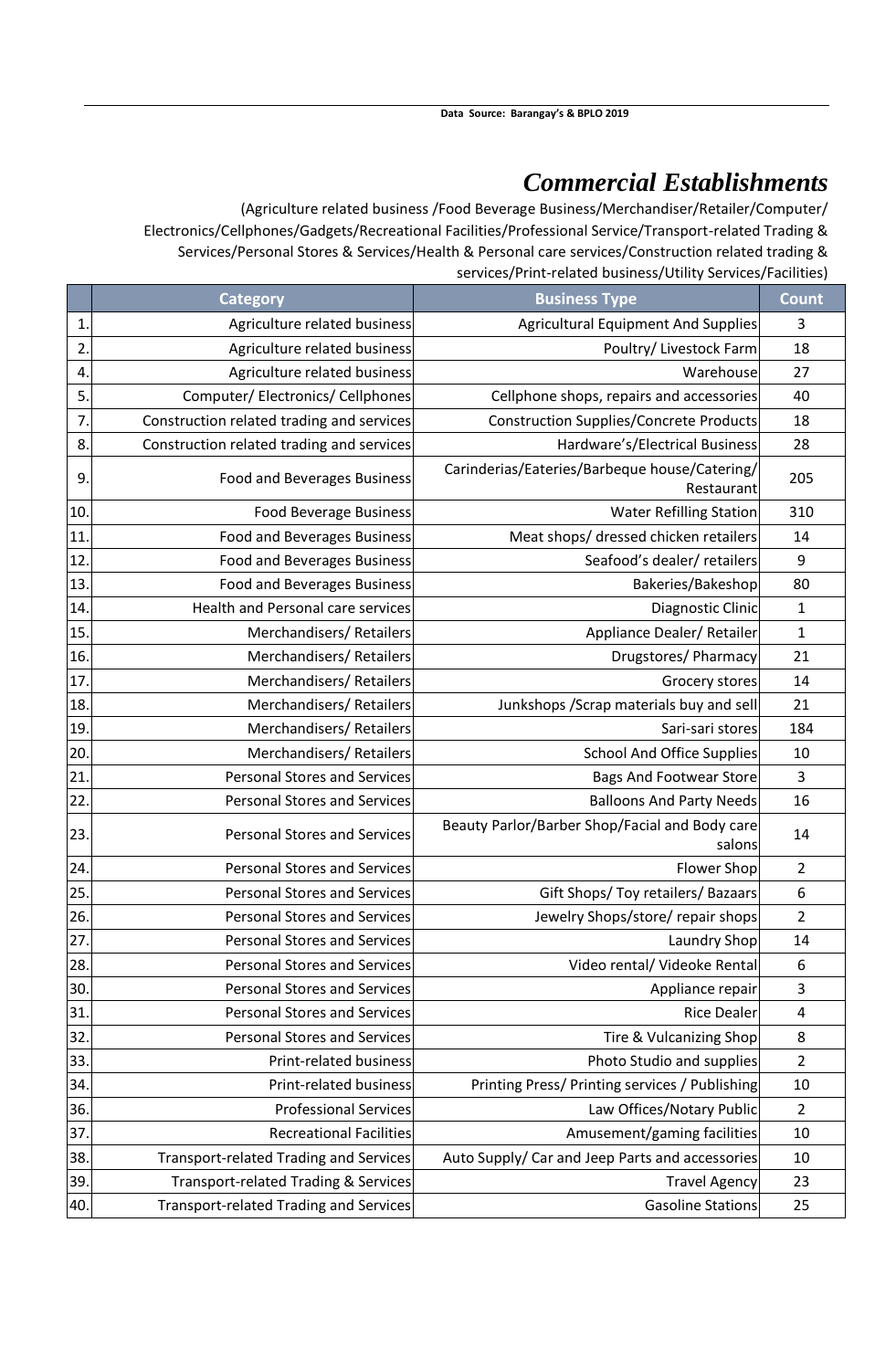Data Source: Barangay's & BPLO 2019

# *Commercial Establishments*

(Agriculture related business /Food Beverage Business/Merchandiser/Retailer/Computer/ Electronics/Cellphones/Gadgets/Recreational Facilities/Professional Service/Transport-related Trading & Services/Personal Stores & Services/Health & Personal care services/Construction related trading & services/Print-related business/Utility Services/Facilities)

| | Category | Business Type | Count |
|---|---|---|---|
| 1. | Agriculture related business | Agricultural Equipment And Supplies | 3 |
| 2. | Agriculture related business | Poultry/ Livestock Farm | 18 |
| 4. | Agriculture related business | Warehouse | 27 |
| 5. | Computer/ Electronics/ Cellphones | Cellphone shops, repairs and accessories | 40 |
| 7. | Construction related trading and services | Construction Supplies/Concrete Products | 18 |
| 8. | Construction related trading and services | Hardware's/Electrical Business | 28 |
| 9. | Food and Beverages Business | Carinderias/Eateries/Barbeque house/Catering/ Restaurant | 205 |
| 10. | Food Beverage Business | Water Refilling Station | 310 |
| 11. | Food and Beverages Business | Meat shops/ dressed chicken retailers | 14 |
| 12. | Food and Beverages Business | Seafood's dealer/ retailers | 9 |
| 13. | Food and Beverages Business | Bakeries/Bakeshop | 80 |
| 14. | Health and Personal care services | Diagnostic Clinic | 1 |
| 15. | Merchandisers/ Retailers | Appliance Dealer/ Retailer | 1 |
| 16. | Merchandisers/ Retailers | Drugstores/ Pharmacy | 21 |
| 17. | Merchandisers/ Retailers | Grocery stores | 14 |
| 18. | Merchandisers/ Retailers | Junkshops /Scrap materials buy and sell | 21 |
| 19. | Merchandisers/ Retailers | Sari-sari stores | 184 |
| 20. | Merchandisers/ Retailers | School And Office Supplies | 10 |
| 21. | Personal Stores and Services | Bags And Footwear Store | 3 |
| 22. | Personal Stores and Services | Balloons And Party Needs | 16 |
| 23. | Personal Stores and Services | Beauty Parlor/Barber Shop/Facial and Body care salons | 14 |
| 24. | Personal Stores and Services | Flower Shop | 2 |
| 25. | Personal Stores and Services | Gift Shops/ Toy retailers/ Bazaars | 6 |
| 26. | Personal Stores and Services | Jewelry Shops/store/ repair shops | 2 |
| 27. | Personal Stores and Services | Laundry Shop | 14 |
| 28. | Personal Stores and Services | Video rental/ Videoke Rental | 6 |
| 30. | Personal Stores and Services | Appliance repair | 3 |
| 31. | Personal Stores and Services | Rice Dealer | 4 |
| 32. | Personal Stores and Services | Tire & Vulcanizing Shop | 8 |
| 33. | Print-related business | Photo Studio and supplies | 2 |
| 34. | Print-related business | Printing Press/ Printing services / Publishing | 10 |
| 36. | Professional Services | Law Offices/Notary Public | 2 |
| 37. | Recreational Facilities | Amusement/gaming facilities | 10 |
| 38. | Transport-related Trading and Services | Auto Supply/ Car and Jeep Parts and accessories | 10 |
| 39. | Transport-related Trading & Services | Travel Agency | 23 |
| 40. | Transport-related Trading and Services | Gasoline Stations | 25 |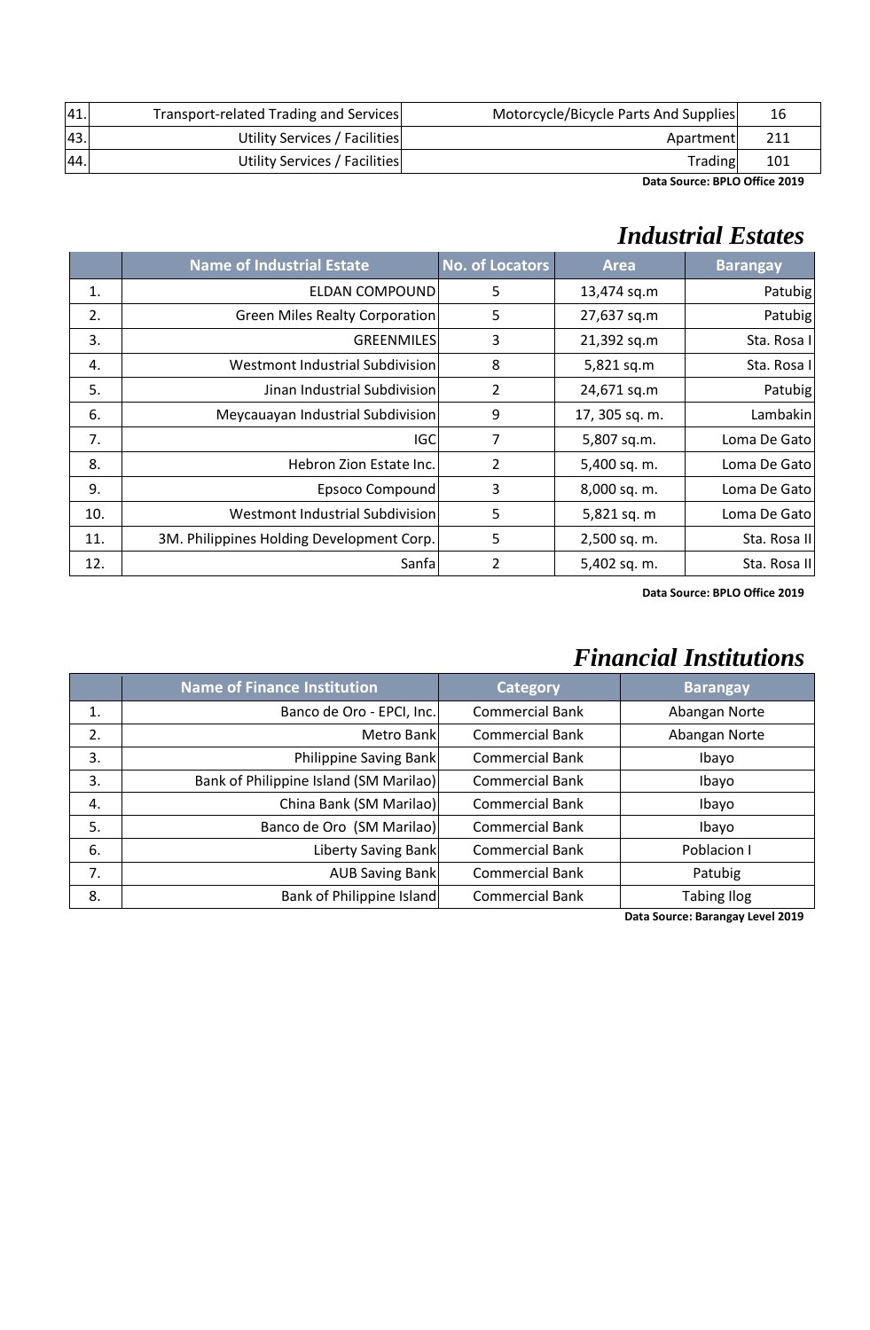| | | | |
|---|---|---|---|
| 41. | Transport-related Trading and Services | Motorcycle/Bicycle Parts And Supplies | 16 |
| 43. | Utility Services / Facilities | Apartment | 211 |
| 44. | Utility Services / Facilities | Trading | 101 |

**Data Source: BPLO Office 2019**

## *Industrial Estates*

| | Name of Industrial Estate | No. of Locators | Area | Barangay |
|---|---|---|---|---|
| 1. | ELDAN COMPOUND | 5 | 13,474 sq.m | Patubig |
| 2. | Green Miles Realty Corporation | 5 | 27,637 sq.m | Patubig |
| 3. | GREENMILES | 3 | 21,392 sq.m | Sta. Rosa I |
| 4. | Westmont Industrial Subdivision | 8 | 5,821 sq.m | Sta. Rosa I |
| 5. | Jinan Industrial Subdivision | 2 | 24,671 sq.m | Patubig |
| 6. | Meycauayan Industrial Subdivision | 9 | 17, 305 sq. m. | Lambakin |
| 7. | IGC | 7 | 5,807 sq.m. | Loma De Gato |
| 8. | Hebron Zion Estate Inc. | 2 | 5,400 sq. m. | Loma De Gato |
| 9. | Epsoco Compound | 3 | 8,000 sq. m. | Loma De Gato |
| 10. | Westmont Industrial Subdivision | 5 | 5,821 sq. m | Loma De Gato |
| 11. | 3M. Philippines Holding Development Corp. | 5 | 2,500 sq. m. | Sta. Rosa II |
| 12. | Sanfa | 2 | 5,402 sq. m. | Sta. Rosa II |

**Data Source: BPLO Office 2019**

## *Financial Institutions*

| | Name of Finance Institution | Category | Barangay |
|---|---|---|---|
| 1. | Banco de Oro - EPCI, Inc. | Commercial Bank | Abangan Norte |
| 2. | Metro Bank | Commercial Bank | Abangan Norte |
| 3. | Philippine Saving Bank | Commercial Bank | Ibayo |
| 3. | Bank of Philippine Island (SM Marilao) | Commercial Bank | Ibayo |
| 4. | China Bank (SM Marilao) | Commercial Bank | Ibayo |
| 5. | Banco de Oro (SM Marilao) | Commercial Bank | Ibayo |
| 6. | Liberty Saving Bank | Commercial Bank | Poblacion I |
| 7. | AUB Saving Bank | Commercial Bank | Patubig |
| 8. | Bank of Philippine Island | Commercial Bank | Tabing Ilog |

**Data Source: Barangay Level 2019**